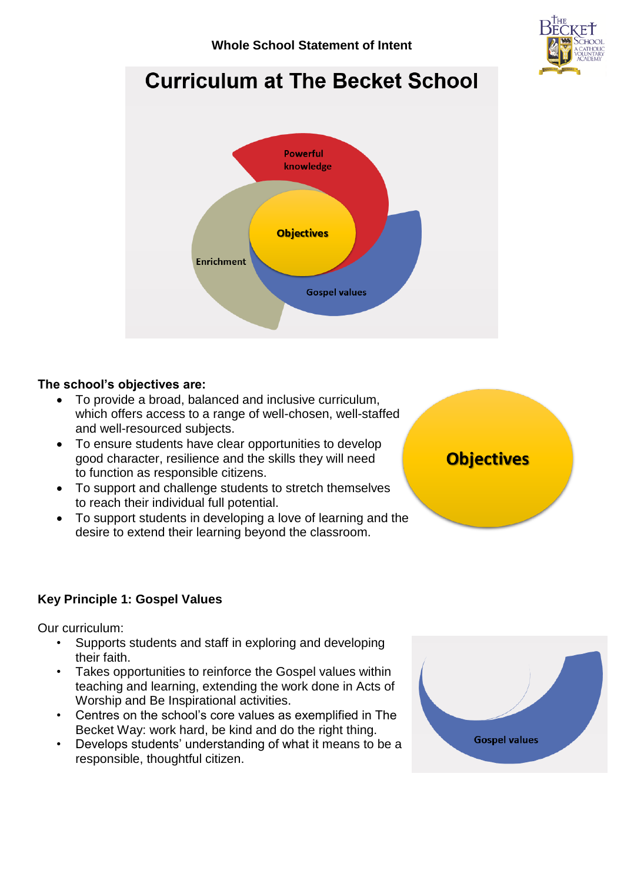**Whole School Statement of Intent**

# Curriculum at The Becket School

Powerful knowledge

Objectives

Enrichment

Gospel values

**The school's objectives are:**

- To provide a broad, balanced and inclusive curriculum, which offers access to a range of well-chosen, well-staffed and well-resourced subjects.
- To ensure students have clear opportunities to develop good character, resilience and the skills they will need to function as responsible citizens.
- To support and challenge students to stretch themselves to reach their individual full potential.
- To support students in developing a love of learning and the desire to extend their learning beyond the classroom.

Objectives

**Key Principle 1: Gospel Values**

Our curriculum:

- Supports students and staff in exploring and developing their faith.
- Takes opportunities to reinforce the Gospel values within teaching and learning, extending the work done in Acts of Worship and Be Inspirational activities.
- Centres on the school's core values as exemplified in The Becket Way: work hard, be kind and do the right thing.
- Develops students' understanding of what it means to be a responsible, thoughtful citizen.

Gospel values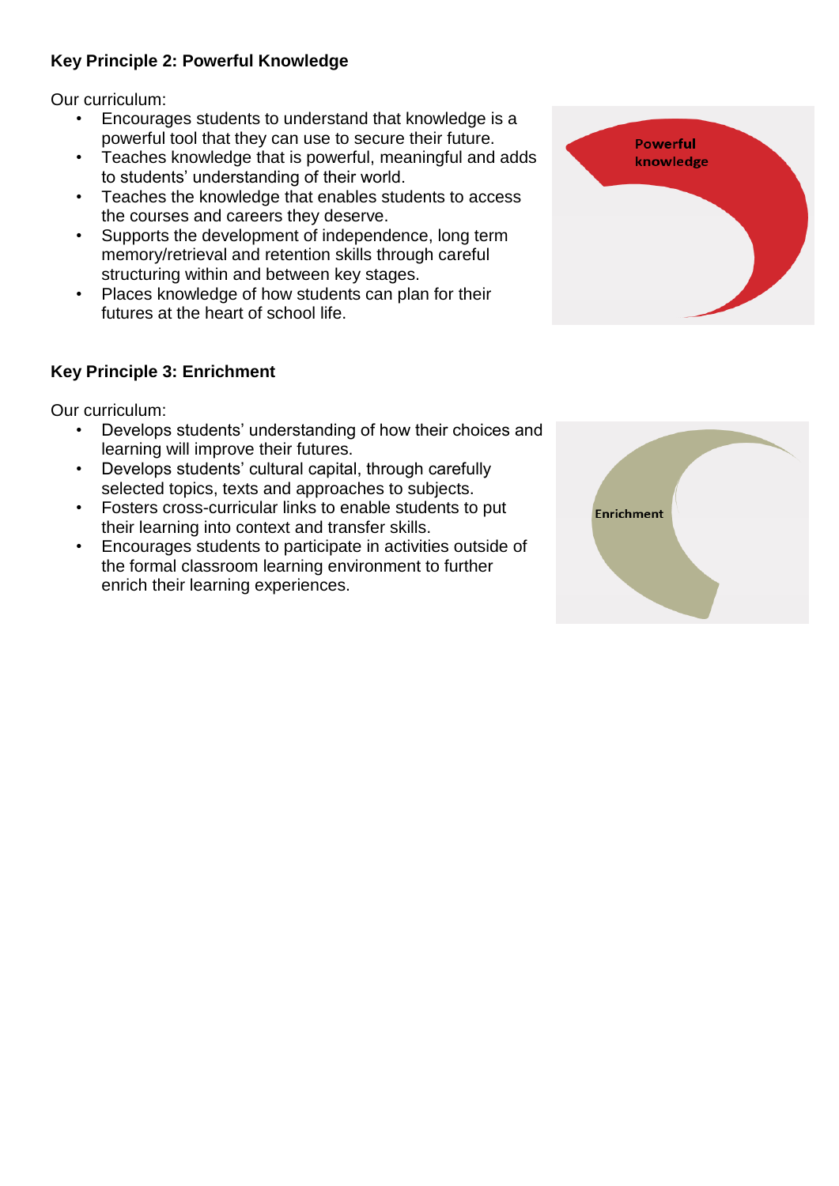### Key Principle 2: Powerful Knowledge

Our curriculum:

- Encourages students to understand that knowledge is a powerful tool that they can use to secure their future.
- Teaches knowledge that is powerful, meaningful and adds to students' understanding of their world.
- Teaches the knowledge that enables students to access the courses and careers they deserve.
- Supports the development of independence, long term memory/retrieval and retention skills through careful structuring within and between key stages.
- Places knowledge of how students can plan for their futures at the heart of school life.

Powerful knowledge

### Key Principle 3: Enrichment

Our curriculum:

- Develops students' understanding of how their choices and learning will improve their futures.
- Develops students' cultural capital, through carefully selected topics, texts and approaches to subjects.
- Fosters cross-curricular links to enable students to put their learning into context and transfer skills.
- Encourages students to participate in activities outside of the formal classroom learning environment to further enrich their learning experiences.

Enrichment